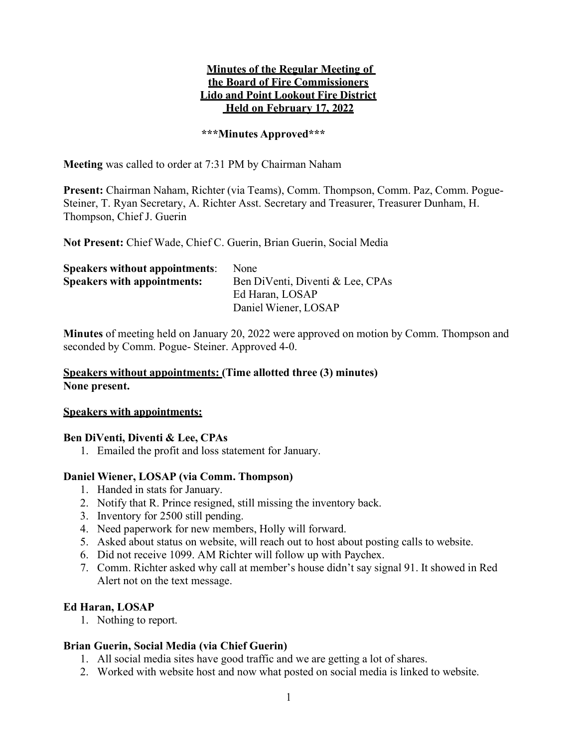# Minutes of the Regular Meeting of the Board of Fire Commissioners Lido and Point Lookout Fire District Held on February 17, 2022

**\*\*\*Minutes Approved\*\*\***

**Meeting** was called to order at 7:31 PM by Chairman Naham

**Present:** Chairman Naham, Richter (via Teams), Comm. Thompson, Comm. Paz, Comm. Pogue-Steiner, T. Ryan Secretary, A. Richter Asst. Secretary and Treasurer, Treasurer Dunham, H. Thompson, Chief J. Guerin

**Not Present:** Chief Wade, Chief C. Guerin, Brian Guerin, Social Media

| | |
|---|---|
| **Speakers without appointments**: | None |
| **Speakers with appointments:** | Ben DiVenti, Diventi & Lee, CPAs |
| | Ed Haran, LOSAP |
| | Daniel Wiener, LOSAP |

**Minutes** of meeting held on January 20, 2022 were approved on motion by Comm. Thompson and seconded by Comm. Pogue- Steiner. Approved 4-0.

**Speakers without appointments: (Time allotted three (3) minutes)**
**None present.**

**Speakers with appointments:**

### Ben DiVenti, Diventi & Lee, CPAs

1. Emailed the profit and loss statement for January.

### Daniel Wiener, LOSAP (via Comm. Thompson)

1. Handed in stats for January.
2. Notify that R. Prince resigned, still missing the inventory back.
3. Inventory for 2500 still pending.
4. Need paperwork for new members, Holly will forward.
5. Asked about status on website, will reach out to host about posting calls to website.
6. Did not receive 1099. AM Richter will follow up with Paychex.
7. Comm. Richter asked why call at member's house didn't say signal 91. It showed in Red Alert not on the text message.

### Ed Haran, LOSAP

1. Nothing to report.

### Brian Guerin, Social Media (via Chief Guerin)

1. All social media sites have good traffic and we are getting a lot of shares.
2. Worked with website host and now what posted on social media is linked to website.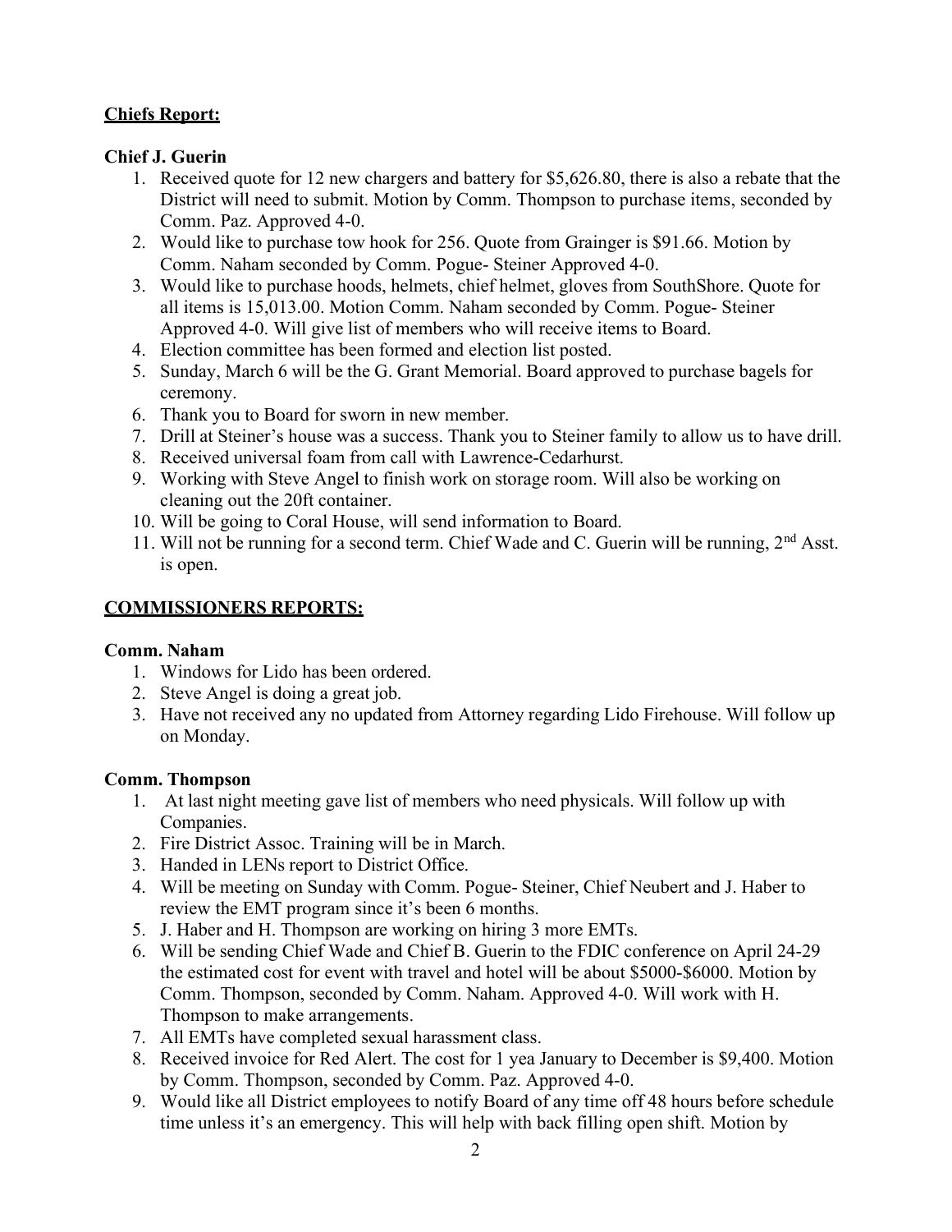**Chiefs Report:**

**Chief J. Guerin**

1. Received quote for 12 new chargers and battery for $5,626.80, there is also a rebate that the District will need to submit. Motion by Comm. Thompson to purchase items, seconded by Comm. Paz. Approved 4-0.
2. Would like to purchase tow hook for 256. Quote from Grainger is $91.66. Motion by Comm. Naham seconded by Comm. Pogue- Steiner Approved 4-0.
3. Would like to purchase hoods, helmets, chief helmet, gloves from SouthShore. Quote for all items is 15,013.00. Motion Comm. Naham seconded by Comm. Pogue- Steiner Approved 4-0. Will give list of members who will receive items to Board.
4. Election committee has been formed and election list posted.
5. Sunday, March 6 will be the G. Grant Memorial. Board approved to purchase bagels for ceremony.
6. Thank you to Board for sworn in new member.
7. Drill at Steiner's house was a success. Thank you to Steiner family to allow us to have drill.
8. Received universal foam from call with Lawrence-Cedarhurst.
9. Working with Steve Angel to finish work on storage room. Will also be working on cleaning out the 20ft container.
10. Will be going to Coral House, will send information to Board.
11. Will not be running for a second term. Chief Wade and C. Guerin will be running, 2nd Asst. is open.

**COMMISSIONERS REPORTS:**

**Comm. Naham**

1. Windows for Lido has been ordered.
2. Steve Angel is doing a great job.
3. Have not received any no updated from Attorney regarding Lido Firehouse. Will follow up on Monday.

**Comm. Thompson**

1. At last night meeting gave list of members who need physicals. Will follow up with Companies.
2. Fire District Assoc. Training will be in March.
3. Handed in LENs report to District Office.
4. Will be meeting on Sunday with Comm. Pogue- Steiner, Chief Neubert and J. Haber to review the EMT program since it's been 6 months.
5. J. Haber and H. Thompson are working on hiring 3 more EMTs.
6. Will be sending Chief Wade and Chief B. Guerin to the FDIC conference on April 24-29 the estimated cost for event with travel and hotel will be about $5000-$6000. Motion by Comm. Thompson, seconded by Comm. Naham. Approved 4-0. Will work with H. Thompson to make arrangements.
7. All EMTs have completed sexual harassment class.
8. Received invoice for Red Alert. The cost for 1 yea January to December is $9,400. Motion by Comm. Thompson, seconded by Comm. Paz. Approved 4-0.
9. Would like all District employees to notify Board of any time off 48 hours before schedule time unless it's an emergency. This will help with back filling open shift. Motion by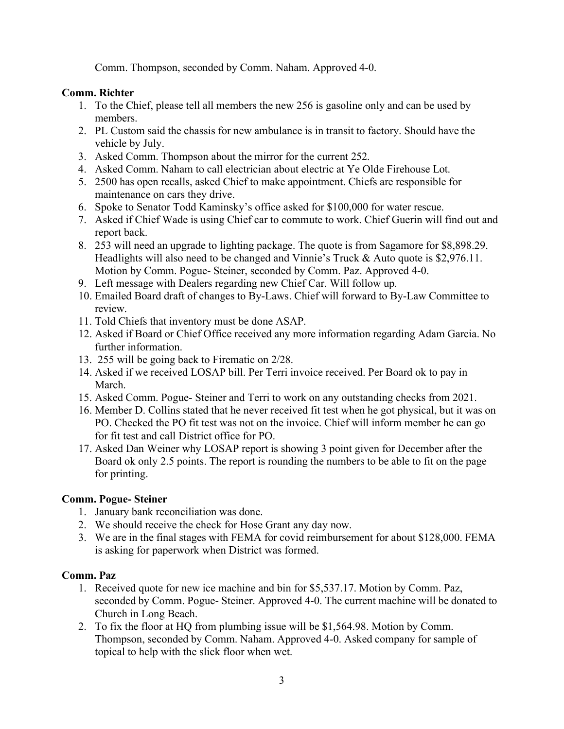Comm. Thompson, seconded by Comm. Naham. Approved 4-0.

**Comm. Richter**

1. To the Chief, please tell all members the new 256 is gasoline only and can be used by members.
2. PL Custom said the chassis for new ambulance is in transit to factory. Should have the vehicle by July.
3. Asked Comm. Thompson about the mirror for the current 252.
4. Asked Comm. Naham to call electrician about electric at Ye Olde Firehouse Lot.
5. 2500 has open recalls, asked Chief to make appointment. Chiefs are responsible for maintenance on cars they drive.
6. Spoke to Senator Todd Kaminsky's office asked for $100,000 for water rescue.
7. Asked if Chief Wade is using Chief car to commute to work. Chief Guerin will find out and report back.
8. 253 will need an upgrade to lighting package. The quote is from Sagamore for $8,898.29. Headlights will also need to be changed and Vinnie's Truck & Auto quote is $2,976.11. Motion by Comm. Pogue- Steiner, seconded by Comm. Paz. Approved 4-0.
9. Left message with Dealers regarding new Chief Car. Will follow up.
10. Emailed Board draft of changes to By-Laws. Chief will forward to By-Law Committee to review.
11. Told Chiefs that inventory must be done ASAP.
12. Asked if Board or Chief Office received any more information regarding Adam Garcia. No further information.
13. 255 will be going back to Firematic on 2/28.
14. Asked if we received LOSAP bill. Per Terri invoice received. Per Board ok to pay in March.
15. Asked Comm. Pogue- Steiner and Terri to work on any outstanding checks from 2021.
16. Member D. Collins stated that he never received fit test when he got physical, but it was on PO. Checked the PO fit test was not on the invoice. Chief will inform member he can go for fit test and call District office for PO.
17. Asked Dan Weiner why LOSAP report is showing 3 point given for December after the Board ok only 2.5 points. The report is rounding the numbers to be able to fit on the page for printing.

**Comm. Pogue- Steiner**

1. January bank reconciliation was done.
2. We should receive the check for Hose Grant any day now.
3. We are in the final stages with FEMA for covid reimbursement for about $128,000. FEMA is asking for paperwork when District was formed.

**Comm. Paz**

1. Received quote for new ice machine and bin for $5,537.17. Motion by Comm. Paz, seconded by Comm. Pogue- Steiner. Approved 4-0. The current machine will be donated to Church in Long Beach.
2. To fix the floor at HQ from plumbing issue will be $1,564.98. Motion by Comm. Thompson, seconded by Comm. Naham. Approved 4-0. Asked company for sample of topical to help with the slick floor when wet.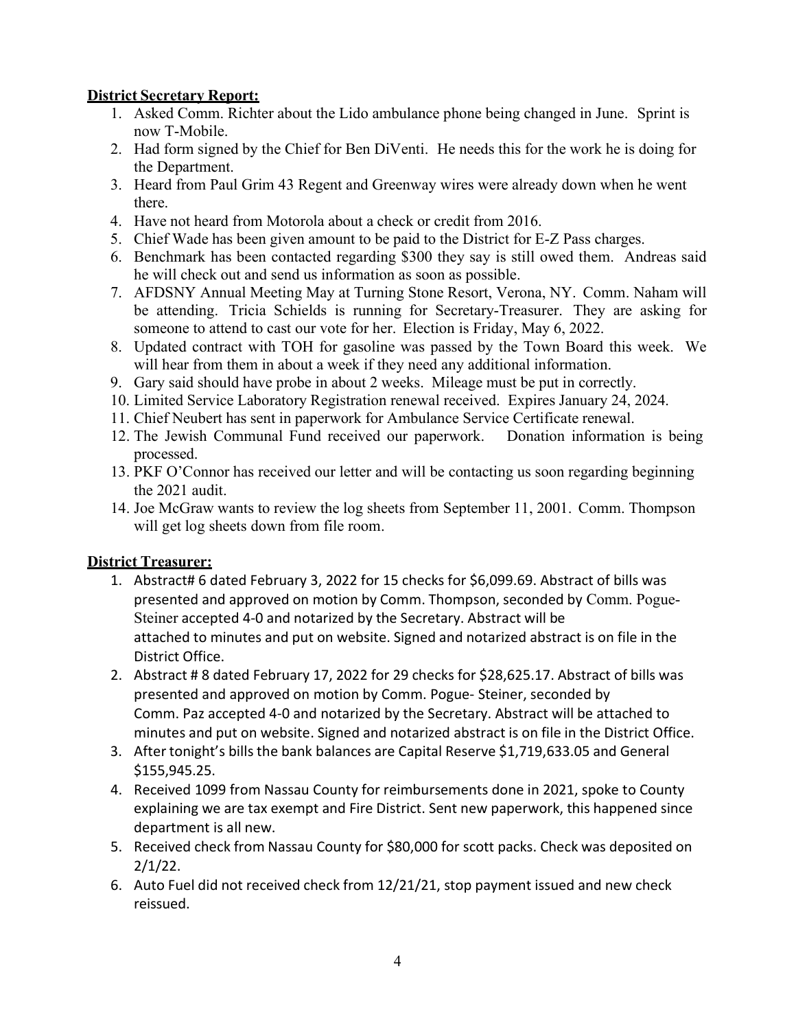**District Secretary Report:**

1. Asked Comm. Richter about the Lido ambulance phone being changed in June. Sprint is now T-Mobile.
2. Had form signed by the Chief for Ben DiVenti. He needs this for the work he is doing for the Department.
3. Heard from Paul Grim 43 Regent and Greenway wires were already down when he went there.
4. Have not heard from Motorola about a check or credit from 2016.
5. Chief Wade has been given amount to be paid to the District for E-Z Pass charges.
6. Benchmark has been contacted regarding $300 they say is still owed them. Andreas said he will check out and send us information as soon as possible.
7. AFDSNY Annual Meeting May at Turning Stone Resort, Verona, NY. Comm. Naham will be attending. Tricia Schields is running for Secretary-Treasurer. They are asking for someone to attend to cast our vote for her. Election is Friday, May 6, 2022.
8. Updated contract with TOH for gasoline was passed by the Town Board this week. We will hear from them in about a week if they need any additional information.
9. Gary said should have probe in about 2 weeks. Mileage must be put in correctly.
10. Limited Service Laboratory Registration renewal received. Expires January 24, 2024.
11. Chief Neubert has sent in paperwork for Ambulance Service Certificate renewal.
12. The Jewish Communal Fund received our paperwork. Donation information is being processed.
13. PKF O'Connor has received our letter and will be contacting us soon regarding beginning the 2021 audit.
14. Joe McGraw wants to review the log sheets from September 11, 2001. Comm. Thompson will get log sheets down from file room.

**District Treasurer:**

1. Abstract# 6 dated February 3, 2022 for 15 checks for $6,099.69. Abstract of bills was presented and approved on motion by Comm. Thompson, seconded by Comm. Pogue-Steiner accepted 4-0 and notarized by the Secretary. Abstract will be attached to minutes and put on website. Signed and notarized abstract is on file in the District Office.
2. Abstract # 8 dated February 17, 2022 for 29 checks for $28,625.17. Abstract of bills was presented and approved on motion by Comm. Pogue- Steiner, seconded by Comm. Paz accepted 4-0 and notarized by the Secretary. Abstract will be attached to minutes and put on website. Signed and notarized abstract is on file in the District Office.
3. After tonight's bills the bank balances are Capital Reserve $1,719,633.05 and General $155,945.25.
4. Received 1099 from Nassau County for reimbursements done in 2021, spoke to County explaining we are tax exempt and Fire District. Sent new paperwork, this happened since department is all new.
5. Received check from Nassau County for $80,000 for scott packs. Check was deposited on 2/1/22.
6. Auto Fuel did not received check from 12/21/21, stop payment issued and new check reissued.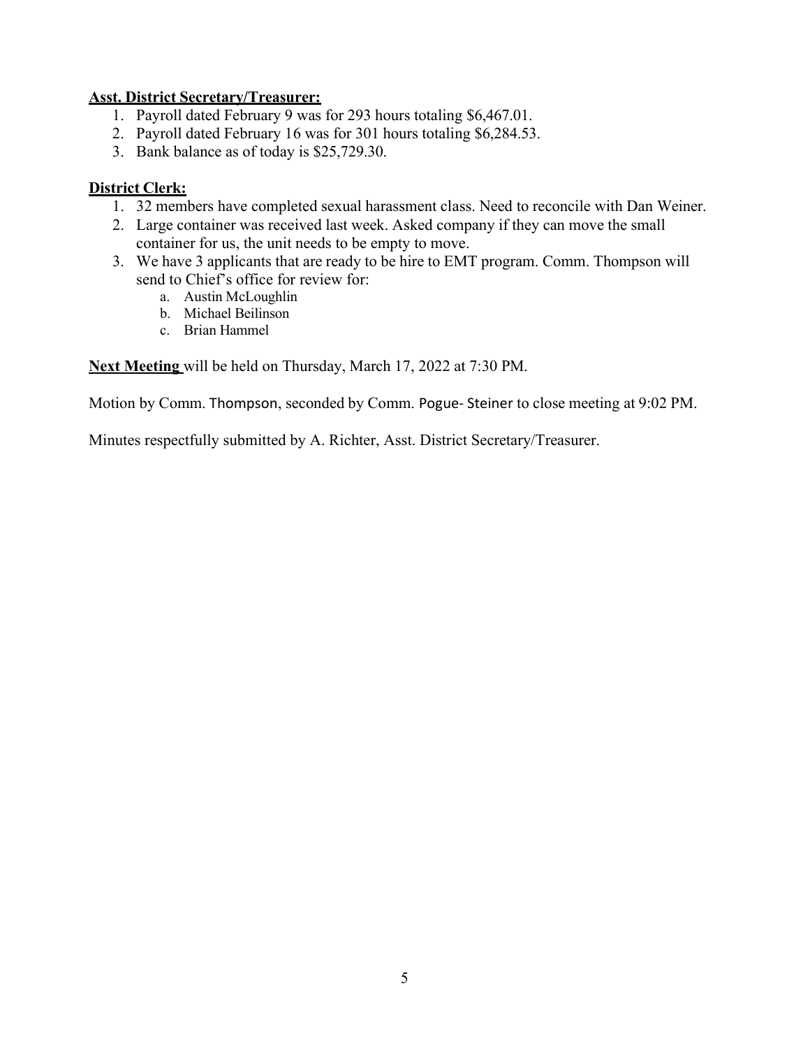**Asst. District Secretary/Treasurer:**

1. Payroll dated February 9 was for 293 hours totaling $6,467.01.
2. Payroll dated February 16 was for 301 hours totaling $6,284.53.
3. Bank balance as of today is $25,729.30.

**District Clerk:**

1. 32 members have completed sexual harassment class. Need to reconcile with Dan Weiner.
2. Large container was received last week. Asked company if they can move the small container for us, the unit needs to be empty to move.
3. We have 3 applicants that are ready to be hire to EMT program. Comm. Thompson will send to Chief's office for review for:
   a. Austin McLoughlin
   b. Michael Beilinson
   c. Brian Hammel

**Next Meeting** will be held on Thursday, March 17, 2022 at 7:30 PM.

Motion by Comm. Thompson, seconded by Comm. Pogue- Steiner to close meeting at 9:02 PM.

Minutes respectfully submitted by A. Richter, Asst. District Secretary/Treasurer.